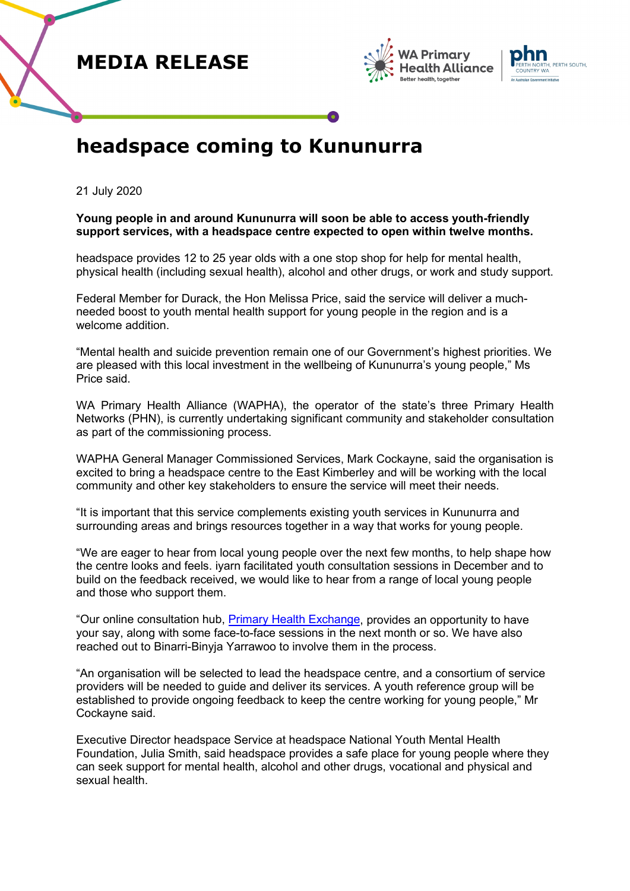# MEDIA RELEASE

# headspace coming to Kununurra

21 July 2020

**Young people in and around Kununurra will soon be able to access youth-friendly support services, with a headspace centre expected to open within twelve months.**

headspace provides 12 to 25 year olds with a one stop shop for help for mental health, physical health (including sexual health), alcohol and other drugs, or work and study support.

Federal Member for Durack, the Hon Melissa Price, said the service will deliver a much-needed boost to youth mental health support for young people in the region and is a welcome addition.

"Mental health and suicide prevention remain one of our Government's highest priorities. We are pleased with this local investment in the wellbeing of Kununurra's young people," Ms Price said.

WA Primary Health Alliance (WAPHA), the operator of the state's three Primary Health Networks (PHN), is currently undertaking significant community and stakeholder consultation as part of the commissioning process.

WAPHA General Manager Commissioned Services, Mark Cockayne, said the organisation is excited to bring a headspace centre to the East Kimberley and will be working with the local community and other key stakeholders to ensure the service will meet their needs.

"It is important that this service complements existing youth services in Kununurra and surrounding areas and brings resources together in a way that works for young people.

"We are eager to hear from local young people over the next few months, to help shape how the centre looks and feels. iyarn facilitated youth consultation sessions in December and to build on the feedback received, we would like to hear from a range of local young people and those who support them.

"Our online consultation hub, Primary Health Exchange, provides an opportunity to have your say, along with some face-to-face sessions in the next month or so. We have also reached out to Binarri-Binyja Yarrawoo to involve them in the process.

"An organisation will be selected to lead the headspace centre, and a consortium of service providers will be needed to guide and deliver its services. A youth reference group will be established to provide ongoing feedback to keep the centre working for young people," Mr Cockayne said.

Executive Director headspace Service at headspace National Youth Mental Health Foundation, Julia Smith, said headspace provides a safe place for young people where they can seek support for mental health, alcohol and other drugs, vocational and physical and sexual health.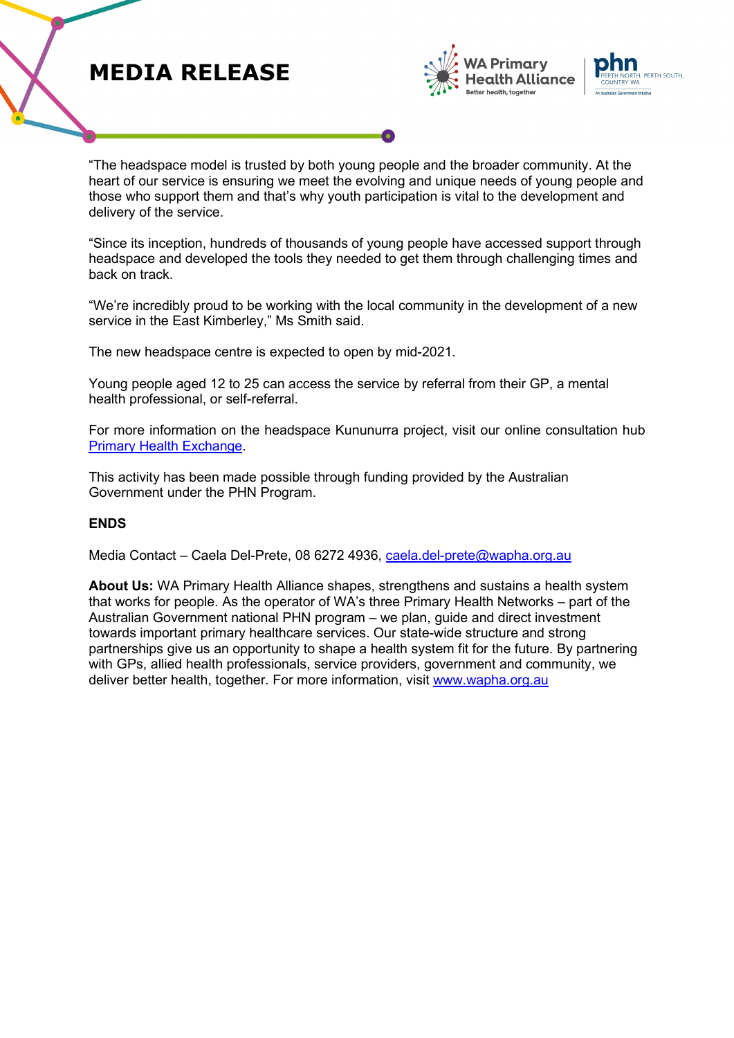# MEDIA RELEASE

"The headspace model is trusted by both young people and the broader community. At the heart of our service is ensuring we meet the evolving and unique needs of young people and those who support them and that's why youth participation is vital to the development and delivery of the service.

"Since its inception, hundreds of thousands of young people have accessed support through headspace and developed the tools they needed to get them through challenging times and back on track.

"We're incredibly proud to be working with the local community in the development of a new service in the East Kimberley," Ms Smith said.

The new headspace centre is expected to open by mid-2021.

Young people aged 12 to 25 can access the service by referral from their GP, a mental health professional, or self-referral.

For more information on the headspace Kununurra project, visit our online consultation hub Primary Health Exchange.

This activity has been made possible through funding provided by the Australian Government under the PHN Program.

**ENDS**

Media Contact – Caela Del-Prete, 08 6272 4936, caela.del-prete@wapha.org.au

**About Us:** WA Primary Health Alliance shapes, strengthens and sustains a health system that works for people. As the operator of WA's three Primary Health Networks – part of the Australian Government national PHN program – we plan, guide and direct investment towards important primary healthcare services. Our state-wide structure and strong partnerships give us an opportunity to shape a health system fit for the future. By partnering with GPs, allied health professionals, service providers, government and community, we deliver better health, together. For more information, visit www.wapha.org.au